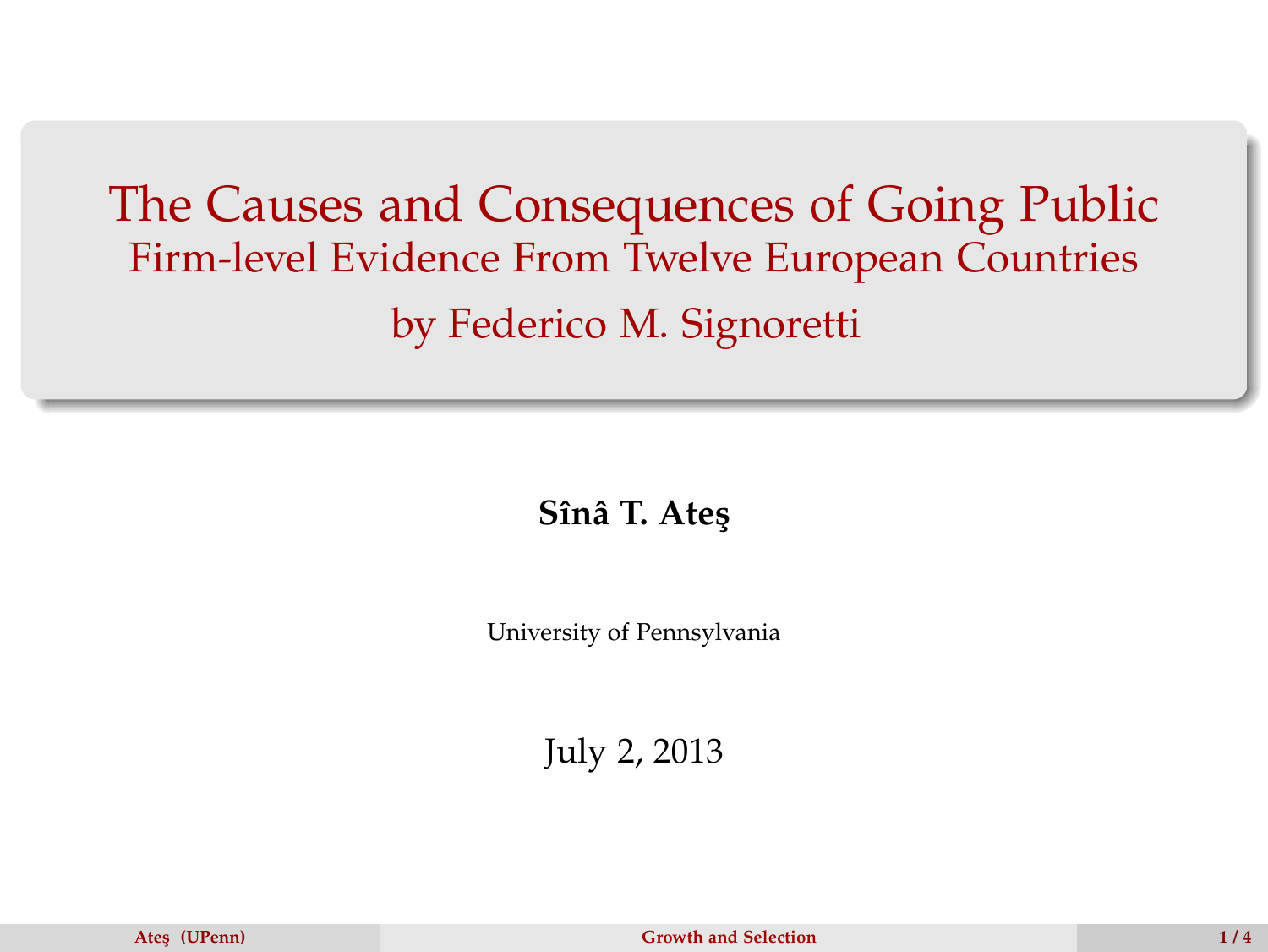# The Causes and Consequences of Going Public

## Firm-level Evidence From Twelve European Countries

## by Federico M. Signoretti

**Sînâ T. Ateş**

University of Pennsylvania

July 2, 2013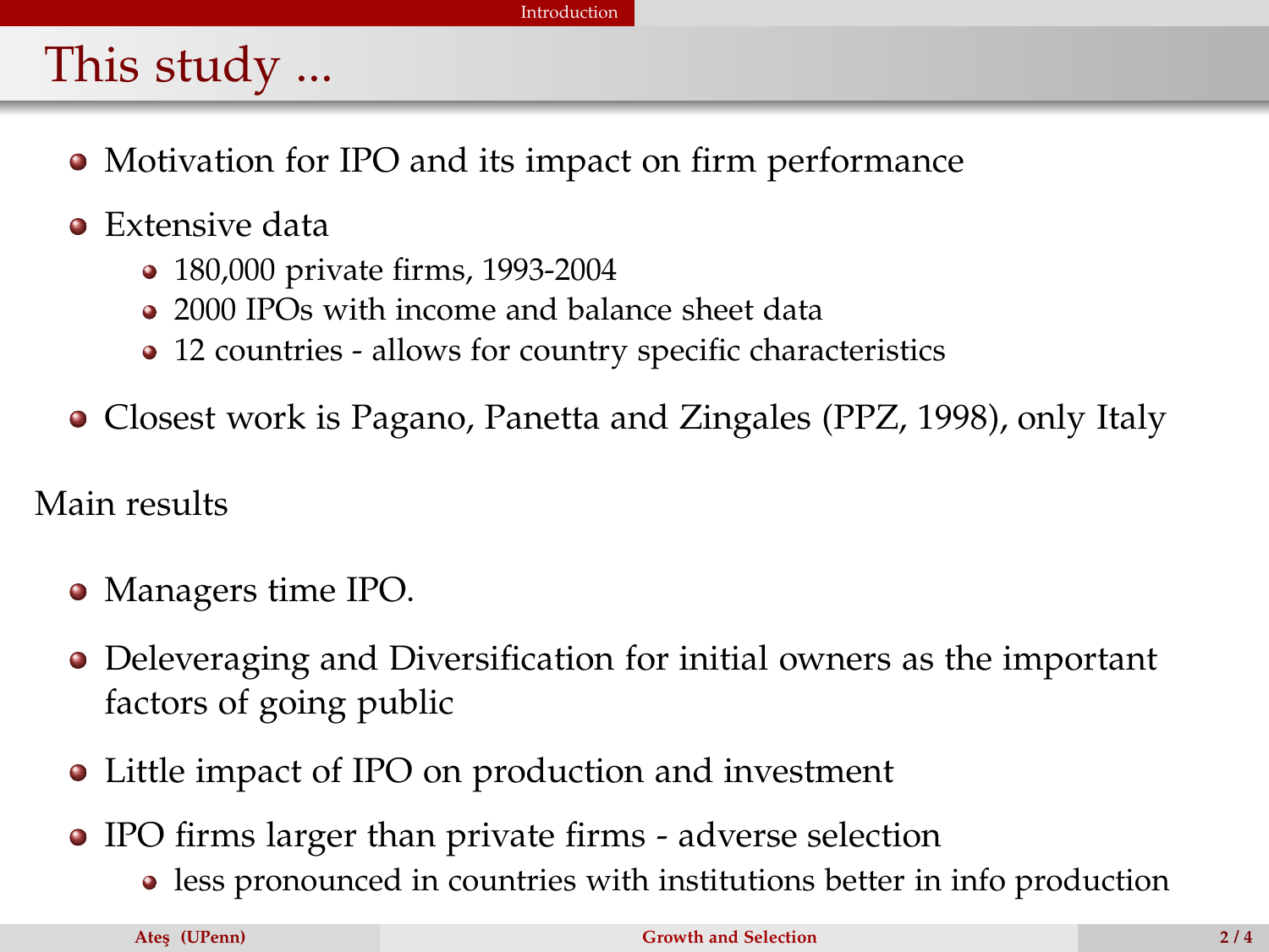# This study ...

- Motivation for IPO and its impact on firm performance
- Extensive data
  - 180,000 private firms, 1993-2004
  - 2000 IPOs with income and balance sheet data
  - 12 countries - allows for country specific characteristics
- Closest work is Pagano, Panetta and Zingales (PPZ, 1998), only Italy

Main results

- Managers time IPO.
- Deleveraging and Diversification for initial owners as the important factors of going public
- Little impact of IPO on production and investment
- IPO firms larger than private firms - adverse selection
  - less pronounced in countries with institutions better in info production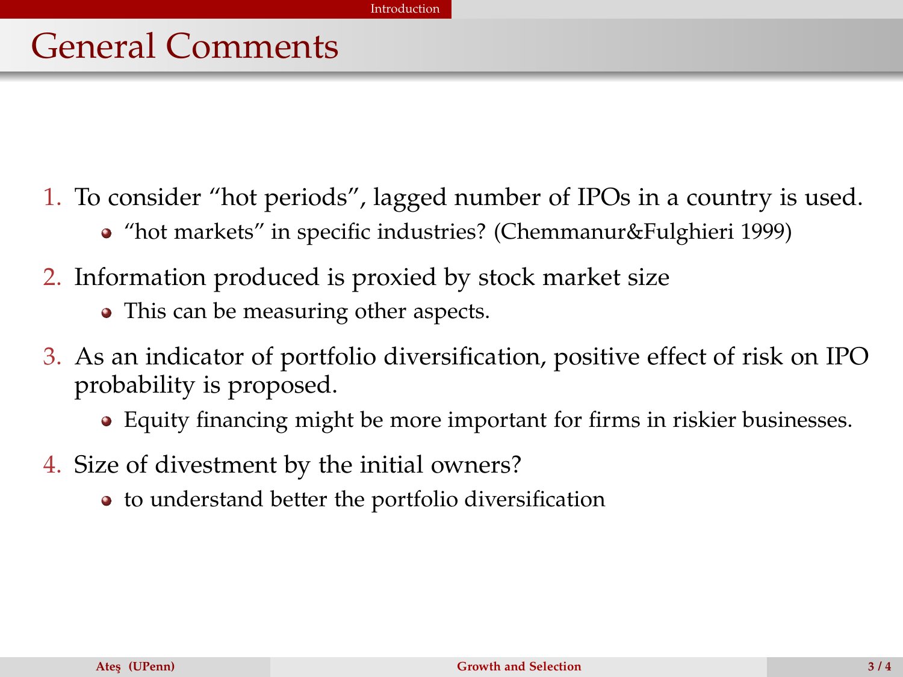# General Comments

1. To consider "hot periods", lagged number of IPOs in a country is used.
   - "hot markets" in specific industries? (Chemmanur&Fulghieri 1999)
2. Information produced is proxied by stock market size
   - This can be measuring other aspects.
3. As an indicator of portfolio diversification, positive effect of risk on IPO probability is proposed.
   - Equity financing might be more important for firms in riskier businesses.
4. Size of divestment by the initial owners?
   - to understand better the portfolio diversification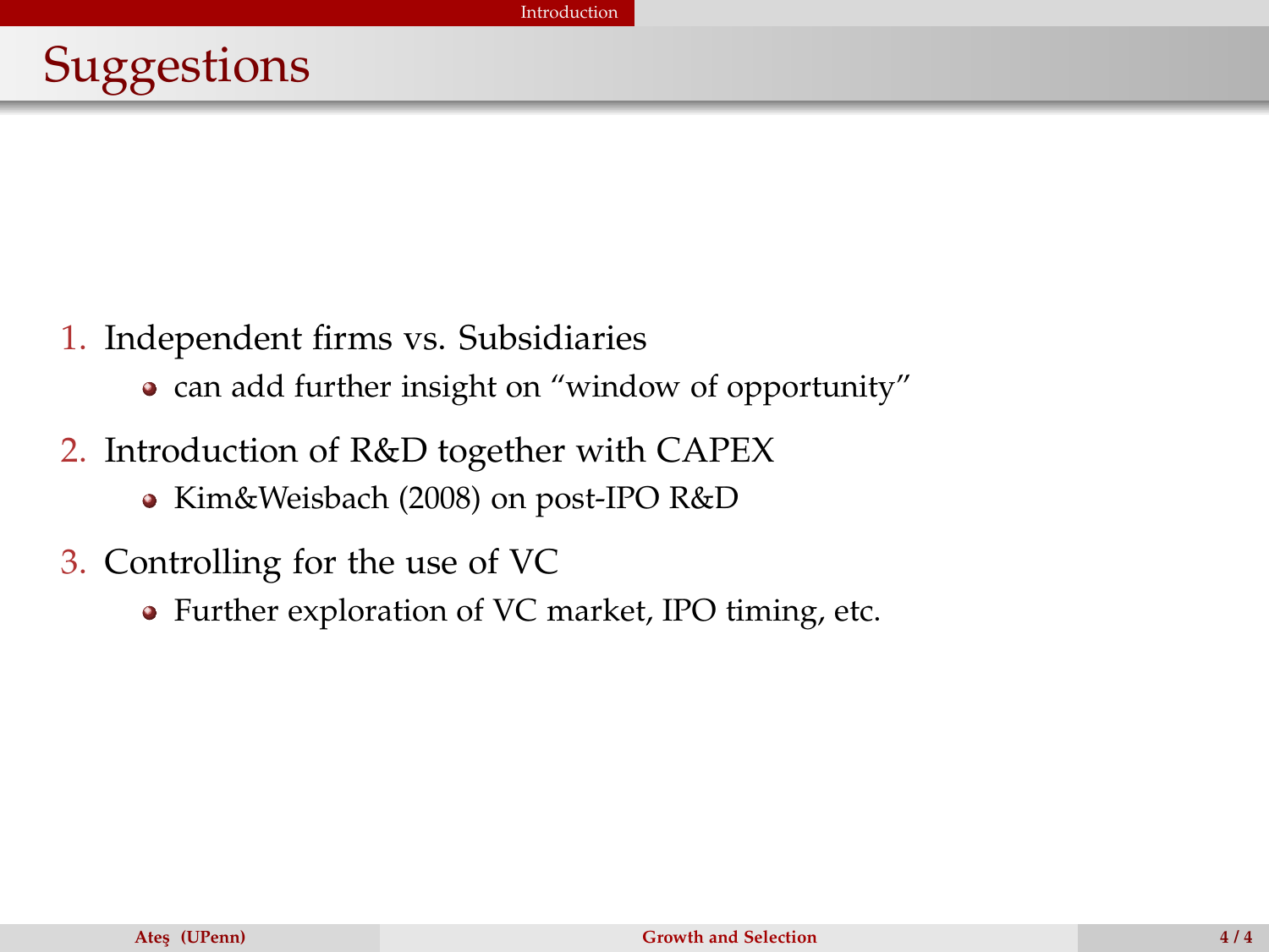# Suggestions

1. Independent firms vs. Subsidiaries
   - can add further insight on "window of opportunity"
2. Introduction of R&D together with CAPEX
   - Kim&Weisbach (2008) on post-IPO R&D
3. Controlling for the use of VC
   - Further exploration of VC market, IPO timing, etc.